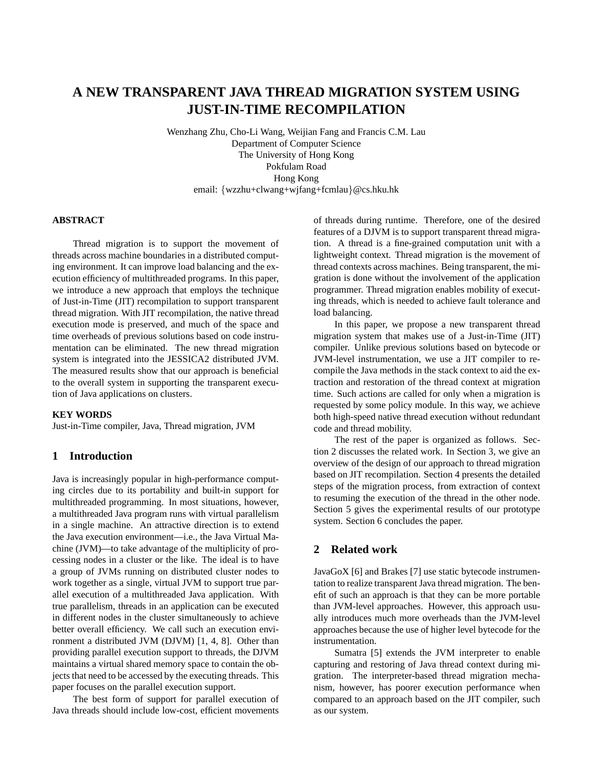# A NEW TRANSPARENT JAVA THREAD MIGRATION SYSTEM USING JUST-IN-TIME RECOMPILATION

Wenzhang Zhu, Cho-Li Wang, Weijian Fang and Francis C.M. Lau
Department of Computer Science
The University of Hong Kong
Pokfulam Road
Hong Kong
email: {wzzhu+clwang+wjfang+fcmlau}@cs.hku.hk

## ABSTRACT

Thread migration is to support the movement of threads across machine boundaries in a distributed computing environment. It can improve load balancing and the execution efficiency of multithreaded programs. In this paper, we introduce a new approach that employs the technique of Just-in-Time (JIT) recompilation to support transparent thread migration. With JIT recompilation, the native thread execution mode is preserved, and much of the space and time overheads of previous solutions based on code instrumentation can be eliminated. The new thread migration system is integrated into the JESSICA2 distributed JVM. The measured results show that our approach is beneficial to the overall system in supporting the transparent execution of Java applications on clusters.

## KEY WORDS

Just-in-Time compiler, Java, Thread migration, JVM

## 1 Introduction

Java is increasingly popular in high-performance computing circles due to its portability and built-in support for multithreaded programming. In most situations, however, a multithreaded Java program runs with virtual parallelism in a single machine. An attractive direction is to extend the Java execution environment—i.e., the Java Virtual Machine (JVM)—to take advantage of the multiplicity of processing nodes in a cluster or the like. The ideal is to have a group of JVMs running on distributed cluster nodes to work together as a single, virtual JVM to support true parallel execution of a multithreaded Java application. With true parallelism, threads in an application can be executed in different nodes in the cluster simultaneously to achieve better overall efficiency. We call such an execution environment a distributed JVM (DJVM) [1, 4, 8]. Other than providing parallel execution support to threads, the DJVM maintains a virtual shared memory space to contain the objects that need to be accessed by the executing threads. This paper focuses on the parallel execution support.

The best form of support for parallel execution of Java threads should include low-cost, efficient movements of threads during runtime. Therefore, one of the desired features of a DJVM is to support transparent thread migration. A thread is a fine-grained computation unit with a lightweight context. Thread migration is the movement of thread contexts across machines. Being transparent, the migration is done without the involvement of the application programmer. Thread migration enables mobility of executing threads, which is needed to achieve fault tolerance and load balancing.

In this paper, we propose a new transparent thread migration system that makes use of a Just-in-Time (JIT) compiler. Unlike previous solutions based on bytecode or JVM-level instrumentation, we use a JIT compiler to recompile the Java methods in the stack context to aid the extraction and restoration of the thread context at migration time. Such actions are called for only when a migration is requested by some policy module. In this way, we achieve both high-speed native thread execution without redundant code and thread mobility.

The rest of the paper is organized as follows. Section 2 discusses the related work. In Section 3, we give an overview of the design of our approach to thread migration based on JIT recompilation. Section 4 presents the detailed steps of the migration process, from extraction of context to resuming the execution of the thread in the other node. Section 5 gives the experimental results of our prototype system. Section 6 concludes the paper.

## 2 Related work

JavaGoX [6] and Brakes [7] use static bytecode instrumentation to realize transparent Java thread migration. The benefit of such an approach is that they can be more portable than JVM-level approaches. However, this approach usually introduces much more overheads than the JVM-level approaches because the use of higher level bytecode for the instrumentation.

Sumatra [5] extends the JVM interpreter to enable capturing and restoring of Java thread context during migration. The interpreter-based thread migration mechanism, however, has poorer execution performance when compared to an approach based on the JIT compiler, such as our system.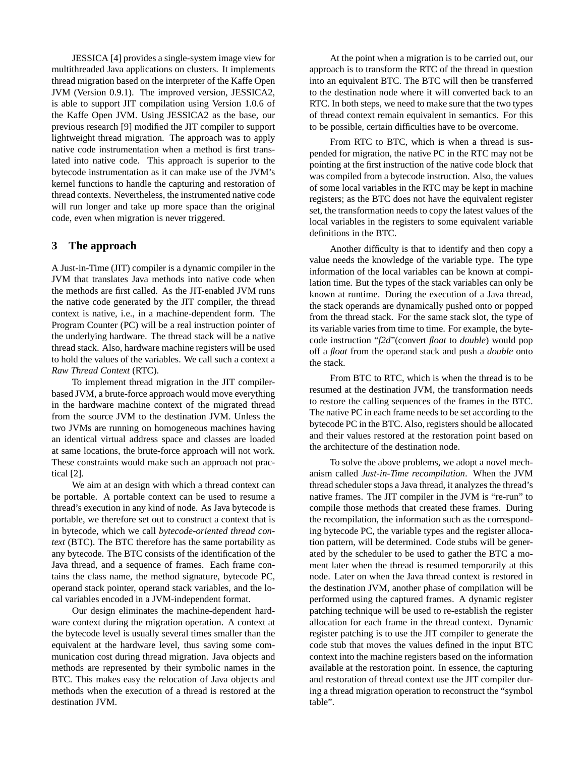JESSICA [4] provides a single-system image view for multithreaded Java applications on clusters. It implements thread migration based on the interpreter of the Kaffe Open JVM (Version 0.9.1). The improved version, JESSICA2, is able to support JIT compilation using Version 1.0.6 of the Kaffe Open JVM. Using JESSICA2 as the base, our previous research [9] modified the JIT compiler to support lightweight thread migration. The approach was to apply native code instrumentation when a method is first translated into native code. This approach is superior to the bytecode instrumentation as it can make use of the JVM's kernel functions to handle the capturing and restoration of thread contexts. Nevertheless, the instrumented native code will run longer and take up more space than the original code, even when migration is never triggered.

## 3 The approach

A Just-in-Time (JIT) compiler is a dynamic compiler in the JVM that translates Java methods into native code when the methods are first called. As the JIT-enabled JVM runs the native code generated by the JIT compiler, the thread context is native, i.e., in a machine-dependent form. The Program Counter (PC) will be a real instruction pointer of the underlying hardware. The thread stack will be a native thread stack. Also, hardware machine registers will be used to hold the values of the variables. We call such a context a *Raw Thread Context* (RTC).

To implement thread migration in the JIT compiler-based JVM, a brute-force approach would move everything in the hardware machine context of the migrated thread from the source JVM to the destination JVM. Unless the two JVMs are running on homogeneous machines having an identical virtual address space and classes are loaded at same locations, the brute-force approach will not work. These constraints would make such an approach not practical [2].

We aim at an design with which a thread context can be portable. A portable context can be used to resume a thread's execution in any kind of node. As Java bytecode is portable, we therefore set out to construct a context that is in bytecode, which we call *bytecode-oriented thread context* (BTC). The BTC therefore has the same portability as any bytecode. The BTC consists of the identification of the Java thread, and a sequence of frames. Each frame contains the class name, the method signature, bytecode PC, operand stack pointer, operand stack variables, and the local variables encoded in a JVM-independent format.

Our design eliminates the machine-dependent hardware context during the migration operation. A context at the bytecode level is usually several times smaller than the equivalent at the hardware level, thus saving some communication cost during thread migration. Java objects and methods are represented by their symbolic names in the BTC. This makes easy the relocation of Java objects and methods when the execution of a thread is restored at the destination JVM.

At the point when a migration is to be carried out, our approach is to transform the RTC of the thread in question into an equivalent BTC. The BTC will then be transferred to the destination node where it will converted back to an RTC. In both steps, we need to make sure that the two types of thread context remain equivalent in semantics. For this to be possible, certain difficulties have to be overcome.

From RTC to BTC, which is when a thread is suspended for migration, the native PC in the RTC may not be pointing at the first instruction of the native code block that was compiled from a bytecode instruction. Also, the values of some local variables in the RTC may be kept in machine registers; as the BTC does not have the equivalent register set, the transformation needs to copy the latest values of the local variables in the registers to some equivalent variable definitions in the BTC.

Another difficulty is that to identify and then copy a value needs the knowledge of the variable type. The type information of the local variables can be known at compilation time. But the types of the stack variables can only be known at runtime. During the execution of a Java thread, the stack operands are dynamically pushed onto or popped from the thread stack. For the same stack slot, the type of its variable varies from time to time. For example, the bytecode instruction "*f2d*"(convert *float* to *double*) would pop off a *float* from the operand stack and push a *double* onto the stack.

From BTC to RTC, which is when the thread is to be resumed at the destination JVM, the transformation needs to restore the calling sequences of the frames in the BTC. The native PC in each frame needs to be set according to the bytecode PC in the BTC. Also, registers should be allocated and their values restored at the restoration point based on the architecture of the destination node.

To solve the above problems, we adopt a novel mechanism called *Just-in-Time recompilation*. When the JVM thread scheduler stops a Java thread, it analyzes the thread's native frames. The JIT compiler in the JVM is "re-run" to compile those methods that created these frames. During the recompilation, the information such as the corresponding bytecode PC, the variable types and the register allocation pattern, will be determined. Code stubs will be generated by the scheduler to be used to gather the BTC a moment later when the thread is resumed temporarily at this node. Later on when the Java thread context is restored in the destination JVM, another phase of compilation will be performed using the captured frames. A dynamic register patching technique will be used to re-establish the register allocation for each frame in the thread context. Dynamic register patching is to use the JIT compiler to generate the code stub that moves the values defined in the input BTC context into the machine registers based on the information available at the restoration point. In essence, the capturing and restoration of thread context use the JIT compiler during a thread migration operation to reconstruct the "symbol table".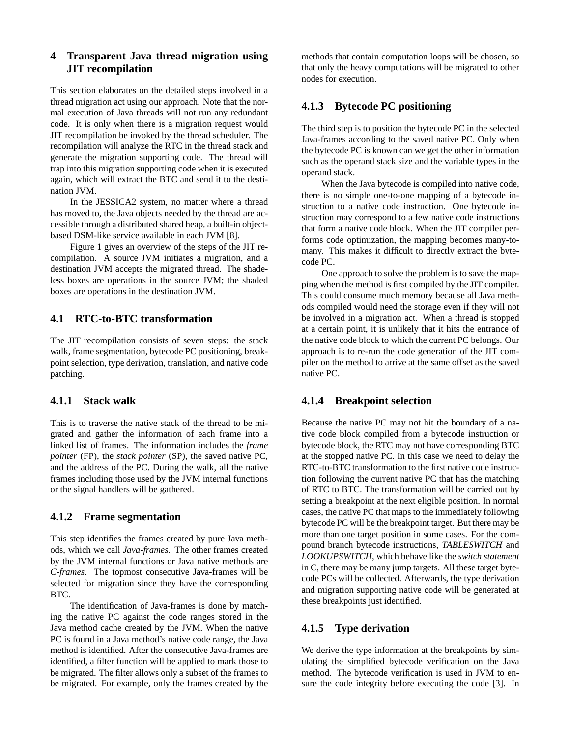# 4 Transparent Java thread migration using JIT recompilation

This section elaborates on the detailed steps involved in a thread migration act using our approach. Note that the normal execution of Java threads will not run any redundant code. It is only when there is a migration request would JIT recompilation be invoked by the thread scheduler. The recompilation will analyze the RTC in the thread stack and generate the migration supporting code. The thread will trap into this migration supporting code when it is executed again, which will extract the BTC and send it to the destination JVM.

In the JESSICA2 system, no matter where a thread has moved to, the Java objects needed by the thread are accessible through a distributed shared heap, a built-in object-based DSM-like service available in each JVM [8].

Figure 1 gives an overview of the steps of the JIT recompilation. A source JVM initiates a migration, and a destination JVM accepts the migrated thread. The shadeless boxes are operations in the source JVM; the shaded boxes are operations in the destination JVM.

## 4.1 RTC-to-BTC transformation

The JIT recompilation consists of seven steps: the stack walk, frame segmentation, bytecode PC positioning, breakpoint selection, type derivation, translation, and native code patching.

### 4.1.1 Stack walk

This is to traverse the native stack of the thread to be migrated and gather the information of each frame into a linked list of frames. The information includes the *frame pointer* (FP), the *stack pointer* (SP), the saved native PC, and the address of the PC. During the walk, all the native frames including those used by the JVM internal functions or the signal handlers will be gathered.

### 4.1.2 Frame segmentation

This step identifies the frames created by pure Java methods, which we call *Java-frames*. The other frames created by the JVM internal functions or Java native methods are *C-frames*. The topmost consecutive Java-frames will be selected for migration since they have the corresponding BTC.

The identification of Java-frames is done by matching the native PC against the code ranges stored in the Java method cache created by the JVM. When the native PC is found in a Java method's native code range, the Java method is identified. After the consecutive Java-frames are identified, a filter function will be applied to mark those to be migrated. The filter allows only a subset of the frames to be migrated. For example, only the frames created by the methods that contain computation loops will be chosen, so that only the heavy computations will be migrated to other nodes for execution.

### 4.1.3 Bytecode PC positioning

The third step is to position the bytecode PC in the selected Java-frames according to the saved native PC. Only when the bytecode PC is known can we get the other information such as the operand stack size and the variable types in the operand stack.

When the Java bytecode is compiled into native code, there is no simple one-to-one mapping of a bytecode instruction to a native code instruction. One bytecode instruction may correspond to a few native code instructions that form a native code block. When the JIT compiler performs code optimization, the mapping becomes many-to-many. This makes it difficult to directly extract the bytecode PC.

One approach to solve the problem is to save the mapping when the method is first compiled by the JIT compiler. This could consume much memory because all Java methods compiled would need the storage even if they will not be involved in a migration act. When a thread is stopped at a certain point, it is unlikely that it hits the entrance of the native code block to which the current PC belongs. Our approach is to re-run the code generation of the JIT compiler on the method to arrive at the same offset as the saved native PC.

### 4.1.4 Breakpoint selection

Because the native PC may not hit the boundary of a native code block compiled from a bytecode instruction or bytecode block, the RTC may not have corresponding BTC at the stopped native PC. In this case we need to delay the RTC-to-BTC transformation to the first native code instruction following the current native PC that has the matching of RTC to BTC. The transformation will be carried out by setting a breakpoint at the next eligible position. In normal cases, the native PC that maps to the immediately following bytecode PC will be the breakpoint target. But there may be more than one target position in some cases. For the compound branch bytecode instructions, *TABLESWITCH* and *LOOKUPSWITCH*, which behave like the *switch statement* in C, there may be many jump targets. All these target bytecode PCs will be collected. Afterwards, the type derivation and migration supporting native code will be generated at these breakpoints just identified.

### 4.1.5 Type derivation

We derive the type information at the breakpoints by simulating the simplified bytecode verification on the Java method. The bytecode verification is used in JVM to ensure the code integrity before executing the code [3]. In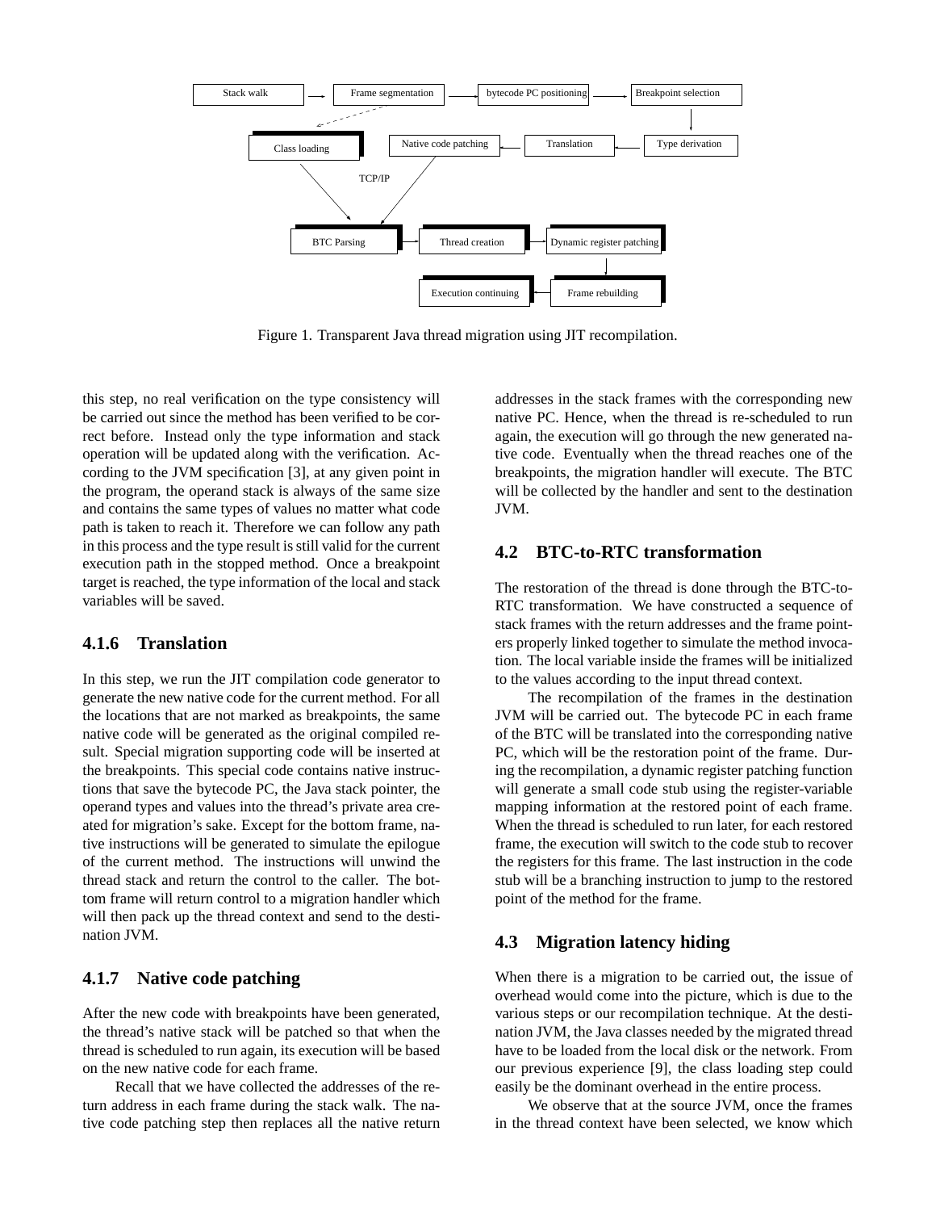Figure 1. Transparent Java thread migration using JIT recompilation.

this step, no real verification on the type consistency will be carried out since the method has been verified to be correct before. Instead only the type information and stack operation will be updated along with the verification. According to the JVM specification [3], at any given point in the program, the operand stack is always of the same size and contains the same types of values no matter what code path is taken to reach it. Therefore we can follow any path in this process and the type result is still valid for the current execution path in the stopped method. Once a breakpoint target is reached, the type information of the local and stack variables will be saved.

#### 4.1.6 Translation

In this step, we run the JIT compilation code generator to generate the new native code for the current method. For all the locations that are not marked as breakpoints, the same native code will be generated as the original compiled result. Special migration supporting code will be inserted at the breakpoints. This special code contains native instructions that save the bytecode PC, the Java stack pointer, the operand types and values into the thread's private area created for migration's sake. Except for the bottom frame, native instructions will be generated to simulate the epilogue of the current method. The instructions will unwind the thread stack and return the control to the caller. The bottom frame will return control to a migration handler which will then pack up the thread context and send to the destination JVM.

#### 4.1.7 Native code patching

After the new code with breakpoints have been generated, the thread's native stack will be patched so that when the thread is scheduled to run again, its execution will be based on the new native code for each frame.

Recall that we have collected the addresses of the return address in each frame during the stack walk. The native code patching step then replaces all the native return addresses in the stack frames with the corresponding new native PC. Hence, when the thread is re-scheduled to run again, the execution will go through the new generated native code. Eventually when the thread reaches one of the breakpoints, the migration handler will execute. The BTC will be collected by the handler and sent to the destination JVM.

### 4.2 BTC-to-RTC transformation

The restoration of the thread is done through the BTC-to-RTC transformation. We have constructed a sequence of stack frames with the return addresses and the frame pointers properly linked together to simulate the method invocation. The local variable inside the frames will be initialized to the values according to the input thread context.

The recompilation of the frames in the destination JVM will be carried out. The bytecode PC in each frame of the BTC will be translated into the corresponding native PC, which will be the restoration point of the frame. During the recompilation, a dynamic register patching function will generate a small code stub using the register-variable mapping information at the restored point of each frame. When the thread is scheduled to run later, for each restored frame, the execution will switch to the code stub to recover the registers for this frame. The last instruction in the code stub will be a branching instruction to jump to the restored point of the method for the frame.

### 4.3 Migration latency hiding

When there is a migration to be carried out, the issue of overhead would come into the picture, which is due to the various steps or our recompilation technique. At the destination JVM, the Java classes needed by the migrated thread have to be loaded from the local disk or the network. From our previous experience [9], the class loading step could easily be the dominant overhead in the entire process.

We observe that at the source JVM, once the frames in the thread context have been selected, we know which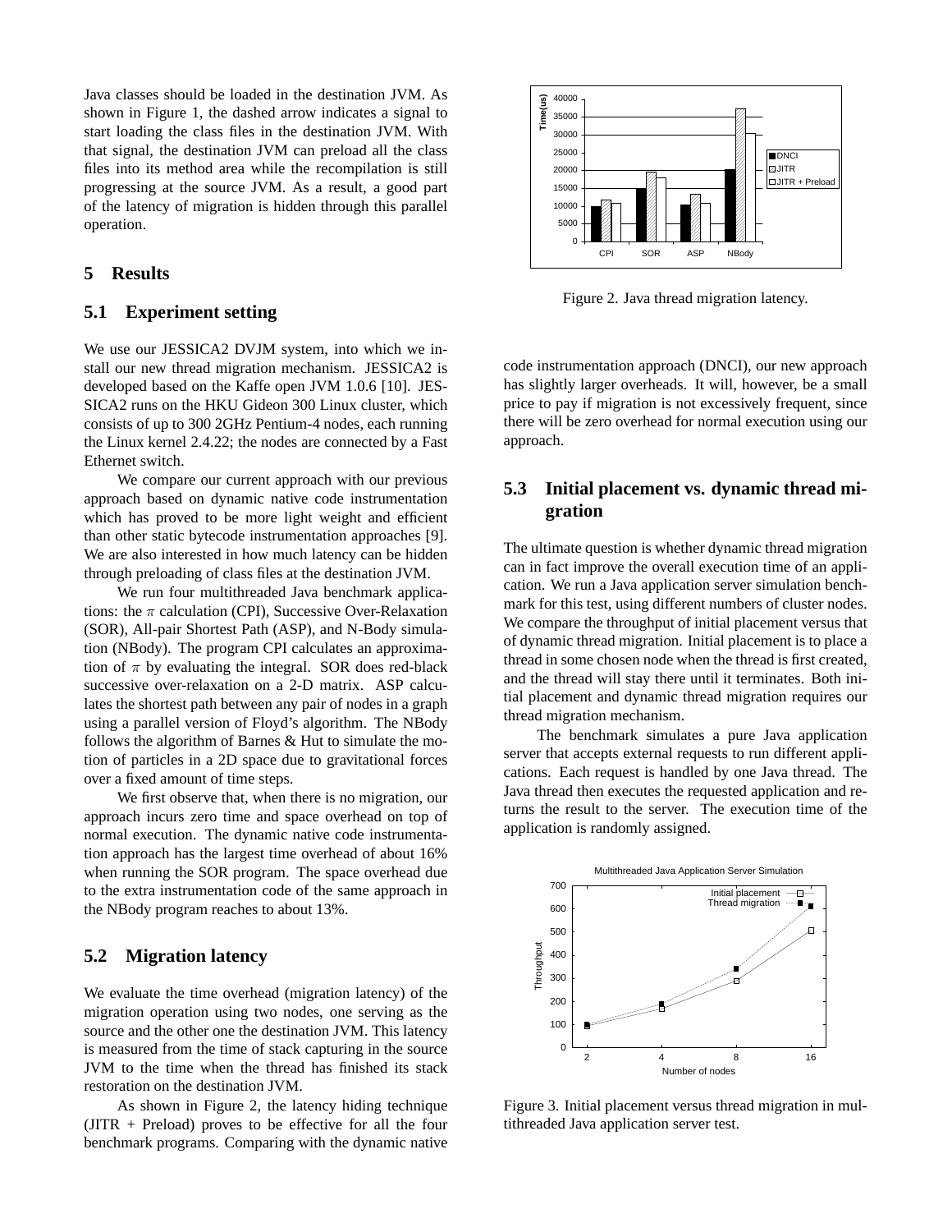Java classes should be loaded in the destination JVM. As shown in Figure 1, the dashed arrow indicates a signal to start loading the class files in the destination JVM. With that signal, the destination JVM can preload all the class files into its method area while the recompilation is still progressing at the source JVM. As a result, a good part of the latency of migration is hidden through this parallel operation.

## 5 Results

### 5.1 Experiment setting

We use our JESSICA2 DVJM system, into which we install our new thread migration mechanism. JESSICA2 is developed based on the Kaffe open JVM 1.0.6 [10]. JESSICA2 runs on the HKU Gideon 300 Linux cluster, which consists of up to 300 2GHz Pentium-4 nodes, each running the Linux kernel 2.4.22; the nodes are connected by a Fast Ethernet switch.

We compare our current approach with our previous approach based on dynamic native code instrumentation which has proved to be more light weight and efficient than other static bytecode instrumentation approaches [9]. We are also interested in how much latency can be hidden through preloading of class files at the destination JVM.

We run four multithreaded Java benchmark applications: the $\pi$ calculation (CPI), Successive Over-Relaxation (SOR), All-pair Shortest Path (ASP), and N-Body simulation (NBody). The program CPI calculates an approximation of $\pi$ by evaluating the integral. SOR does red-black successive over-relaxation on a 2-D matrix. ASP calculates the shortest path between any pair of nodes in a graph using a parallel version of Floyd's algorithm. The NBody follows the algorithm of Barnes & Hut to simulate the motion of particles in a 2D space due to gravitational forces over a fixed amount of time steps.

We first observe that, when there is no migration, our approach incurs zero time and space overhead on top of normal execution. The dynamic native code instrumentation approach has the largest time overhead of about 16% when running the SOR program. The space overhead due to the extra instrumentation code of the same approach in the NBody program reaches to about 13%.

### 5.2 Migration latency

We evaluate the time overhead (migration latency) of the migration operation using two nodes, one serving as the source and the other one the destination JVM. This latency is measured from the time of stack capturing in the source JVM to the time when the thread has finished its stack restoration on the destination JVM.

As shown in Figure 2, the latency hiding technique (JITR + Preload) proves to be effective for all the four benchmark programs. Comparing with the dynamic native code instrumentation approach (DNCI), our new approach has slightly larger overheads. It will, however, be a small price to pay if migration is not excessively frequent, since there will be zero overhead for normal execution using our approach.

Figure 2. Java thread migration latency.

### 5.3 Initial placement vs. dynamic thread migration

The ultimate question is whether dynamic thread migration can in fact improve the overall execution time of an application. We run a Java application server simulation benchmark for this test, using different numbers of cluster nodes. We compare the throughput of initial placement versus that of dynamic thread migration. Initial placement is to place a thread in some chosen node when the thread is first created, and the thread will stay there until it terminates. Both initial placement and dynamic thread migration requires our thread migration mechanism.

The benchmark simulates a pure Java application server that accepts external requests to run different applications. Each request is handled by one Java thread. The Java thread then executes the requested application and returns the result to the server. The execution time of the application is randomly assigned.

Figure 3. Initial placement versus thread migration in multithreaded Java application server test.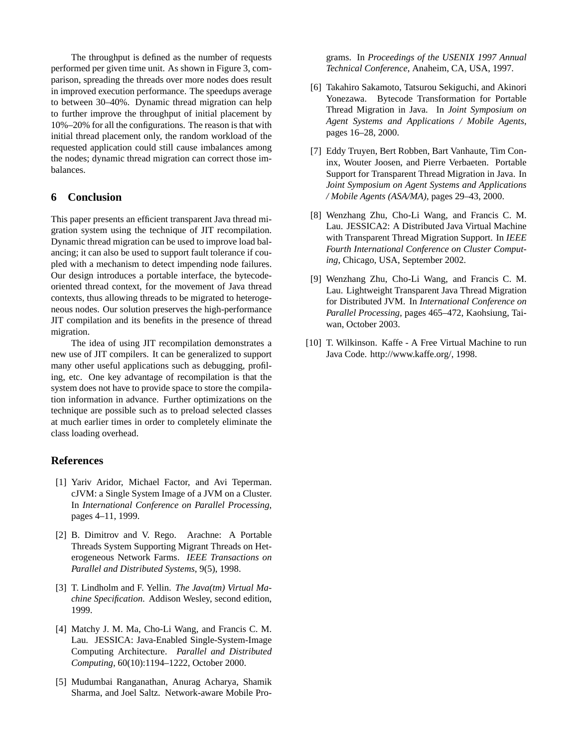The throughput is defined as the number of requests performed per given time unit. As shown in Figure 3, comparison, spreading the threads over more nodes does result in improved execution performance. The speedups average to between 30–40%. Dynamic thread migration can help to further improve the throughput of initial placement by 10%–20% for all the configurations. The reason is that with initial thread placement only, the random workload of the requested application could still cause imbalances among the nodes; dynamic thread migration can correct those imbalances.

## 6 Conclusion

This paper presents an efficient transparent Java thread migration system using the technique of JIT recompilation. Dynamic thread migration can be used to improve load balancing; it can also be used to support fault tolerance if coupled with a mechanism to detect impending node failures. Our design introduces a portable interface, the bytecode-oriented thread context, for the movement of Java thread contexts, thus allowing threads to be migrated to heterogeneous nodes. Our solution preserves the high-performance JIT compilation and its benefits in the presence of thread migration.

The idea of using JIT recompilation demonstrates a new use of JIT compilers. It can be generalized to support many other useful applications such as debugging, profiling, etc. One key advantage of recompilation is that the system does not have to provide space to store the compilation information in advance. Further optimizations on the technique are possible such as to preload selected classes at much earlier times in order to completely eliminate the class loading overhead.

## References

[1] Yariv Aridor, Michael Factor, and Avi Teperman. cJVM: a Single System Image of a JVM on a Cluster. In *International Conference on Parallel Processing*, pages 4–11, 1999.

[2] B. Dimitrov and V. Rego. Arachne: A Portable Threads System Supporting Migrant Threads on Heterogeneous Network Farms. *IEEE Transactions on Parallel and Distributed Systems*, 9(5), 1998.

[3] T. Lindholm and F. Yellin. *The Java(tm) Virtual Machine Specification*. Addison Wesley, second edition, 1999.

[4] Matchy J. M. Ma, Cho-Li Wang, and Francis C. M. Lau. JESSICA: Java-Enabled Single-System-Image Computing Architecture. *Parallel and Distributed Computing*, 60(10):1194–1222, October 2000.

[5] Mudumbai Ranganathan, Anurag Acharya, Shamik Sharma, and Joel Saltz. Network-aware Mobile Programs. In *Proceedings of the USENIX 1997 Annual Technical Conference*, Anaheim, CA, USA, 1997.

[6] Takahiro Sakamoto, Tatsurou Sekiguchi, and Akinori Yonezawa. Bytecode Transformation for Portable Thread Migration in Java. In *Joint Symposium on Agent Systems and Applications / Mobile Agents*, pages 16–28, 2000.

[7] Eddy Truyen, Bert Robben, Bart Vanhaute, Tim Coninx, Wouter Joosen, and Pierre Verbaeten. Portable Support for Transparent Thread Migration in Java. In *Joint Symposium on Agent Systems and Applications / Mobile Agents (ASA/MA)*, pages 29–43, 2000.

[8] Wenzhang Zhu, Cho-Li Wang, and Francis C. M. Lau. JESSICA2: A Distributed Java Virtual Machine with Transparent Thread Migration Support. In *IEEE Fourth International Conference on Cluster Computing*, Chicago, USA, September 2002.

[9] Wenzhang Zhu, Cho-Li Wang, and Francis C. M. Lau. Lightweight Transparent Java Thread Migration for Distributed JVM. In *International Conference on Parallel Processing*, pages 465–472, Kaohsiung, Taiwan, October 2003.

[10] T. Wilkinson. Kaffe - A Free Virtual Machine to run Java Code. http://www.kaffe.org/, 1998.